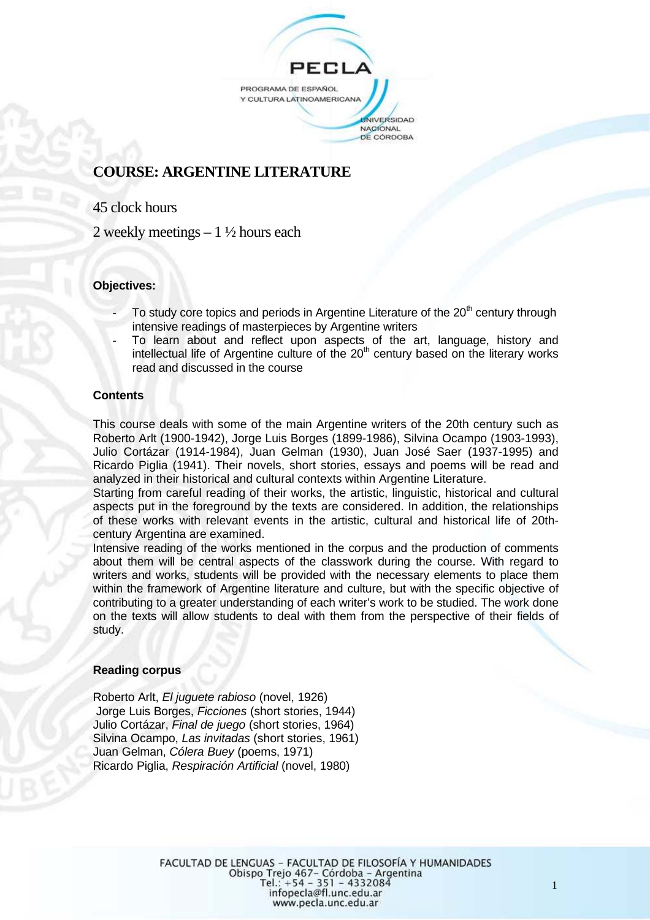# COURSE: ARGENTINE LITERATURE

45 clock hours

2 weekly meetings – 1 ½ hours each

**Objectives:**

- To study core topics and periods in Argentine Literature of the 20th century through intensive readings of masterpieces by Argentine writers
- To learn about and reflect upon aspects of the art, language, history and intellectual life of Argentine culture of the 20th century based on the literary works read and discussed in the course

**Contents**

This course deals with some of the main Argentine writers of the 20th century such as Roberto Arlt (1900-1942), Jorge Luis Borges (1899-1986), Silvina Ocampo (1903-1993), Julio Cortázar (1914-1984), Juan Gelman (1930), Juan José Saer (1937-1995) and Ricardo Piglia (1941). Their novels, short stories, essays and poems will be read and analyzed in their historical and cultural contexts within Argentine Literature.
Starting from careful reading of their works, the artistic, linguistic, historical and cultural aspects put in the foreground by the texts are considered. In addition, the relationships of these works with relevant events in the artistic, cultural and historical life of 20th-century Argentina are examined.
Intensive reading of the works mentioned in the corpus and the production of comments about them will be central aspects of the classwork during the course. With regard to writers and works, students will be provided with the necessary elements to place them within the framework of Argentine literature and culture, but with the specific objective of contributing to a greater understanding of each writer's work to be studied. The work done on the texts will allow students to deal with them from the perspective of their fields of study.

**Reading corpus**

Roberto Arlt, *El juguete rabioso* (novel, 1926)
Jorge Luis Borges, *Ficciones* (short stories, 1944)
Julio Cortázar, *Final de juego* (short stories, 1964)
Silvina Ocampo, *Las invitadas* (short stories, 1961)
Juan Gelman, *Cólera Buey* (poems, 1971)
Ricardo Piglia, *Respiración Artificial* (novel, 1980)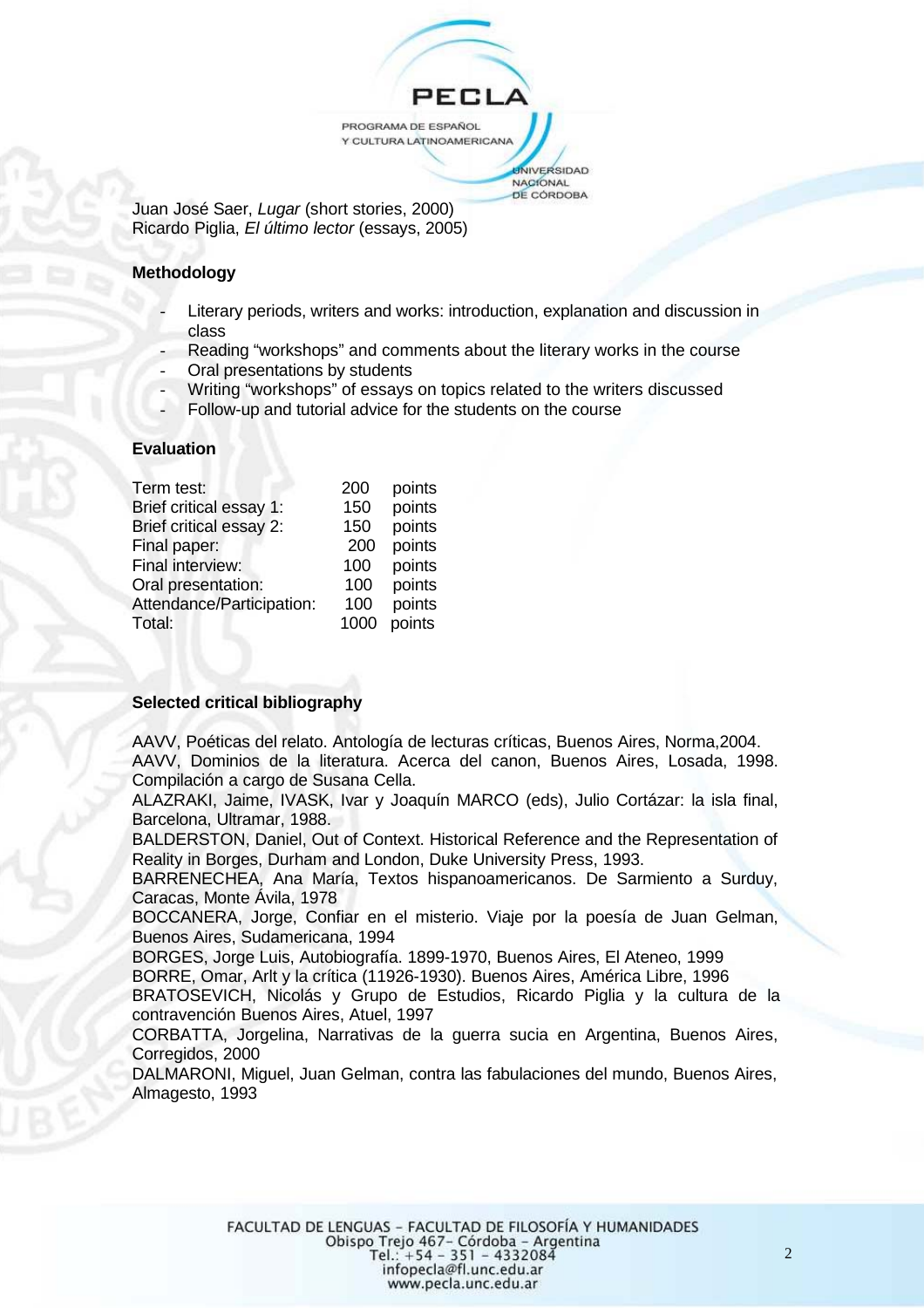Juan José Saer, *Lugar* (short stories, 2000)
Ricardo Piglia, *El último lector* (essays, 2005)

**Methodology**

- Literary periods, writers and works: introduction, explanation and discussion in class
- Reading "workshops" and comments about the literary works in the course
- Oral presentations by students
- Writing "workshops" of essays on topics related to the writers discussed
- Follow-up and tutorial advice for the students on the course

**Evaluation**

| | | |
|---|---|---|
| Term test: | 200 | points |
| Brief critical essay 1: | 150 | points |
| Brief critical essay 2: | 150 | points |
| Final paper: | 200 | points |
| Final interview: | 100 | points |
| Oral presentation: | 100 | points |
| Attendance/Participation: | 100 | points |
| Total: | 1000 | points |

**Selected critical bibliography**

AAVV, Poéticas del relato. Antología de lecturas críticas, Buenos Aires, Norma,2004.
AAVV, Dominios de la literatura. Acerca del canon, Buenos Aires, Losada, 1998. Compilación a cargo de Susana Cella.
ALAZRAKI, Jaime, IVASK, Ivar y Joaquín MARCO (eds), Julio Cortázar: la isla final, Barcelona, Ultramar, 1988.
BALDERSTON, Daniel, Out of Context. Historical Reference and the Representation of Reality in Borges, Durham and London, Duke University Press, 1993.
BARRENECHEA, Ana María, Textos hispanoamericanos. De Sarmiento a Surduy, Caracas, Monte Ávila, 1978
BOCCANERA, Jorge, Confiar en el misterio. Viaje por la poesía de Juan Gelman, Buenos Aires, Sudamericana, 1994
BORGES, Jorge Luis, Autobiografía. 1899-1970, Buenos Aires, El Ateneo, 1999
BORRE, Omar, Arlt y la crítica (11926-1930). Buenos Aires, América Libre, 1996
BRATOSEVICH, Nicolás y Grupo de Estudios, Ricardo Piglia y la cultura de la contravención Buenos Aires, Atuel, 1997
CORBATTA, Jorgelina, Narrativas de la guerra sucia en Argentina, Buenos Aires, Corregidos, 2000
DALMARONI, Miguel, Juan Gelman, contra las fabulaciones del mundo, Buenos Aires, Almagesto, 1993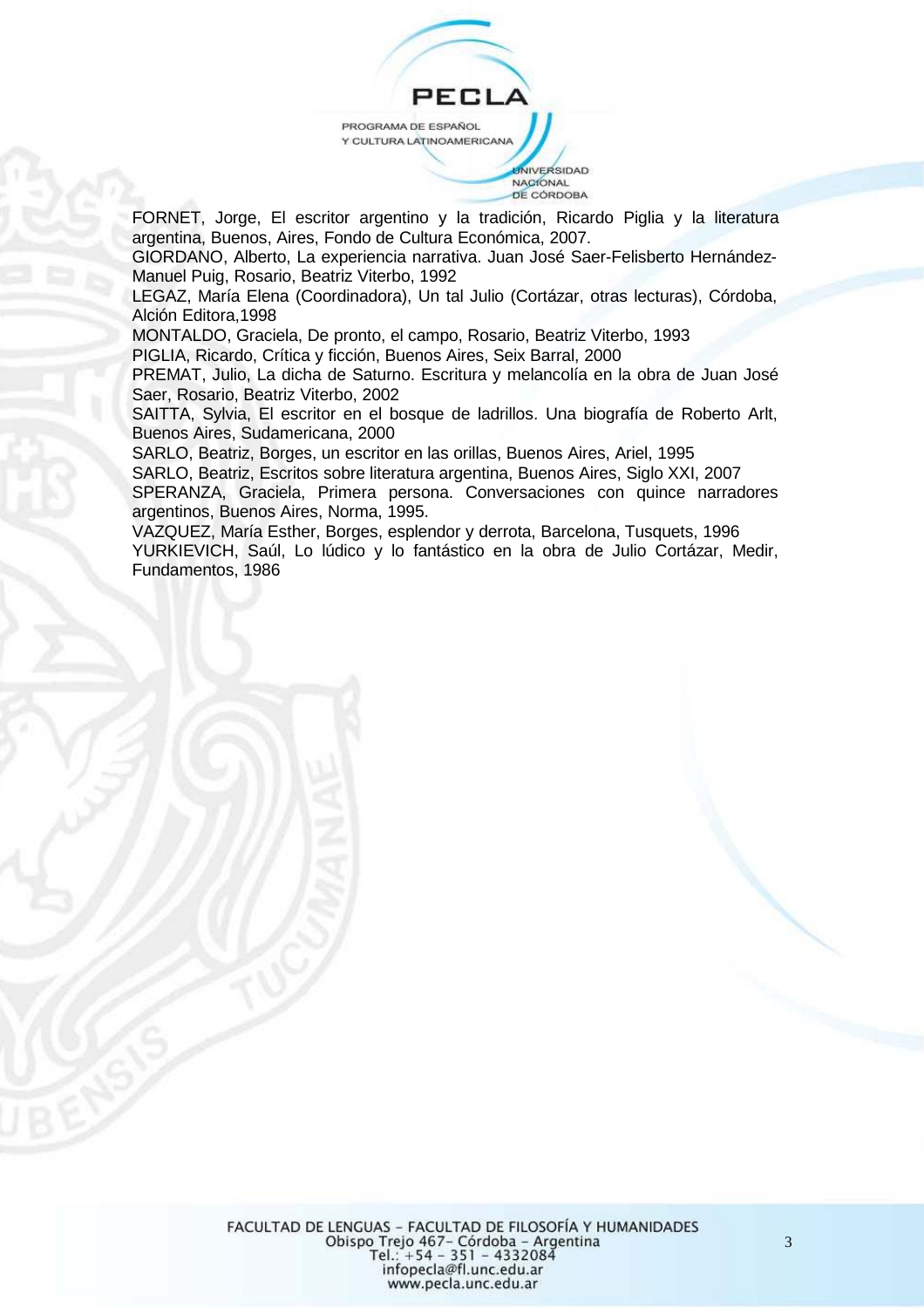FORNET, Jorge, El escritor argentino y la tradición, Ricardo Piglia y la literatura argentina, Buenos, Aires, Fondo de Cultura Económica, 2007.

GIORDANO, Alberto, La experiencia narrativa. Juan José Saer-Felisberto Hernández-Manuel Puig, Rosario, Beatriz Viterbo, 1992

LEGAZ, María Elena (Coordinadora), Un tal Julio (Cortázar, otras lecturas), Córdoba, Alción Editora,1998

MONTALDO, Graciela, De pronto, el campo, Rosario, Beatriz Viterbo, 1993

PIGLIA, Ricardo, Crítica y ficción, Buenos Aires, Seix Barral, 2000

PREMAT, Julio, La dicha de Saturno. Escritura y melancolía en la obra de Juan José Saer, Rosario, Beatriz Viterbo, 2002

SAITTA, Sylvia, El escritor en el bosque de ladrillos. Una biografía de Roberto Arlt, Buenos Aires, Sudamericana, 2000

SARLO, Beatriz, Borges, un escritor en las orillas, Buenos Aires, Ariel, 1995

SARLO, Beatriz, Escritos sobre literatura argentina, Buenos Aires, Siglo XXI, 2007

SPERANZA, Graciela, Primera persona. Conversaciones con quince narradores argentinos, Buenos Aires, Norma, 1995.

VAZQUEZ, María Esther, Borges, esplendor y derrota, Barcelona, Tusquets, 1996

YURKIEVICH, Saúl, Lo lúdico y lo fantástico en la obra de Julio Cortázar, Medir, Fundamentos, 1986